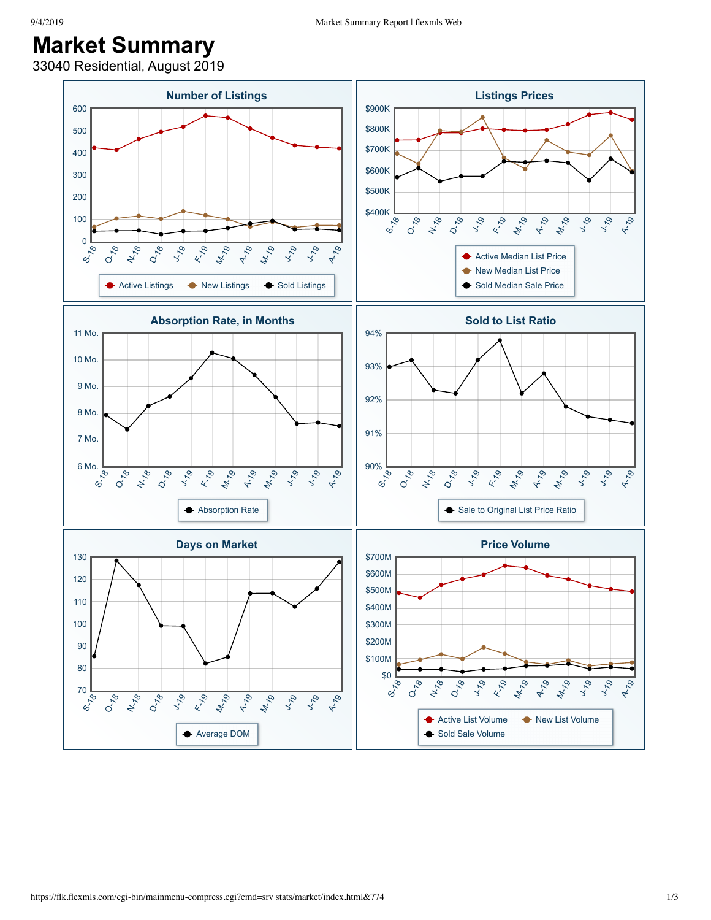# Market Summary

33040 Residential, August 2019

## Number of Listings

600
500
400
300
200
100
0

S-18 O-18 N-18 D-18 J-19 F-19 M-19 A-19 M-19 J-19 J-19 A-19

Active Listings New Listings Sold Listings

## Listings Prices

$900K
$800K
$700K
$600K
$500K
$400K

S-18 O-18 N-18 D-18 J-19 F-19 M-19 A-19 M-19 J-19 J-19 A-19

Active Median List Price
New Median List Price
Sold Median Sale Price

## Absorption Rate, in Months

11 Mo.
10 Mo.
9 Mo.
8 Mo.
7 Mo.
6 Mo.

S-18 O-18 N-18 D-18 J-19 F-19 M-19 A-19 M-19 J-19 J-19 A-19

Absorption Rate

## Sold to List Ratio

94%
93%
92%
91%
90%

S-18 O-18 N-18 D-18 J-19 F-19 M-19 A-19 M-19 J-19 J-19 A-19

Sale to Original List Price Ratio

## Days on Market

130
120
110
100
90
80
70

S-18 O-18 N-18 D-18 J-19 F-19 M-19 A-19 M-19 J-19 J-19 A-19

Average DOM

## Price Volume

$700M
$600M
$500M
$400M
$300M
$200M
$100M
$0

S-18 O-18 N-18 D-18 J-19 F-19 M-19 A-19 M-19 J-19 J-19 A-19

Active List Volume New List Volume
Sold Sale Volume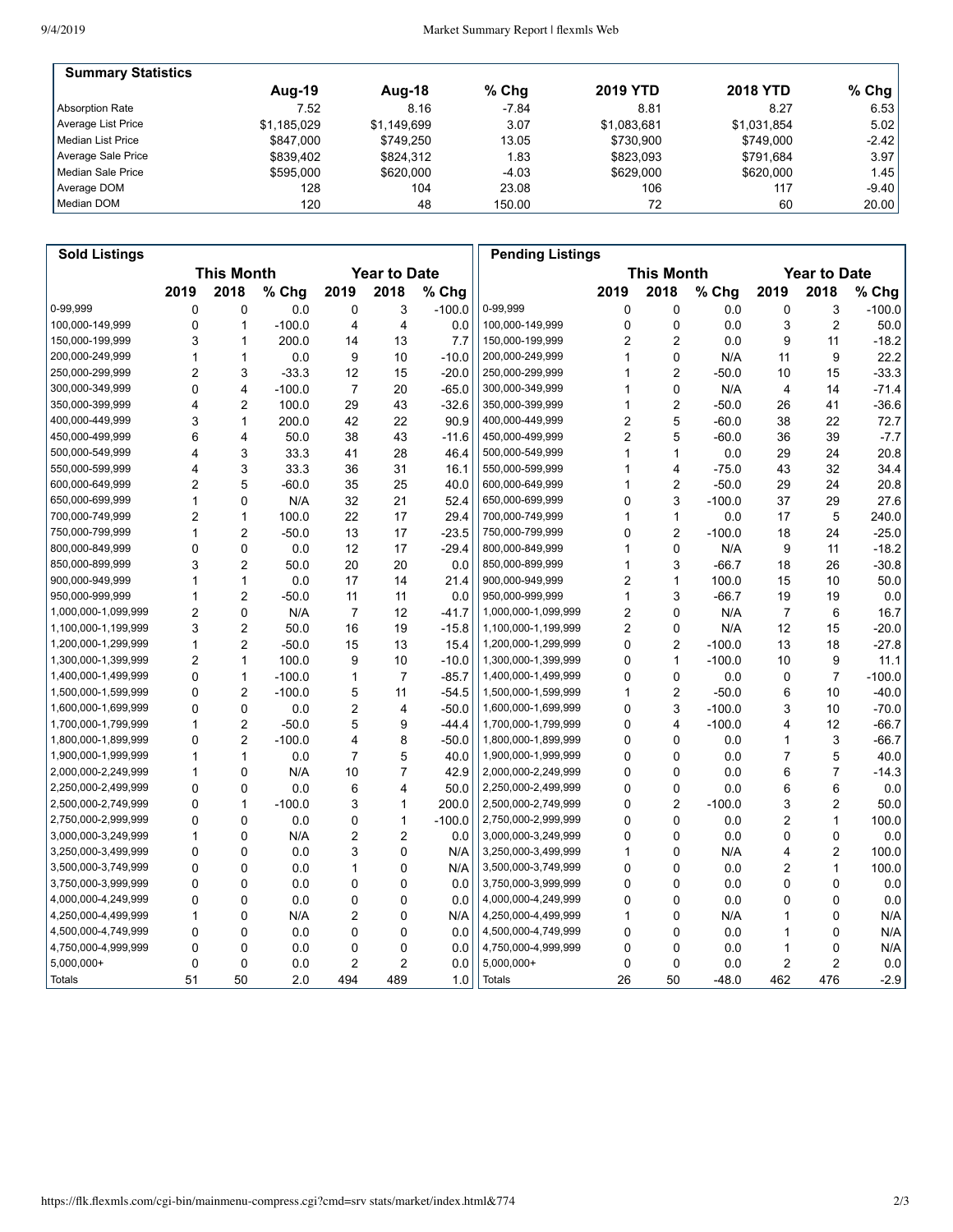## Summary Statistics

| | Aug-19 | Aug-18 | % Chg | 2019 YTD | 2018 YTD | % Chg |
|---|---|---|---|---|---|---|
| Absorption Rate | 7.52 | 8.16 | -7.84 | 8.81 | 8.27 | 6.53 |
| Average List Price | $1,185,029 | $1,149,699 | 3.07 | $1,083,681 | $1,031,854 | 5.02 |
| Median List Price | $847,000 | $749,250 | 13.05 | $730,900 | $749,000 | -2.42 |
| Average Sale Price | $839,402 | $824,312 | 1.83 | $823,093 | $791,684 | 3.97 |
| Median Sale Price | $595,000 | $620,000 | -4.03 | $629,000 | $620,000 | 1.45 |
| Average DOM | 128 | 104 | 23.08 | 106 | 117 | -9.40 |
| Median DOM | 120 | 48 | 150.00 | 72 | 60 | 20.00 |

## Sold Listings

| | This Month | | | Year to Date | | |
|---|---|---|---|---|---|---|
| | 2019 | 2018 | % Chg | 2019 | 2018 | % Chg |
| 0-99,999 | 0 | 0 | 0.0 | 0 | 3 | -100.0 |
| 100,000-149,999 | 0 | 1 | -100.0 | 4 | 4 | 0.0 |
| 150,000-199,999 | 3 | 1 | 200.0 | 14 | 13 | 7.7 |
| 200,000-249,999 | 1 | 1 | 0.0 | 9 | 10 | -10.0 |
| 250,000-299,999 | 2 | 3 | -33.3 | 12 | 15 | -20.0 |
| 300,000-349,999 | 0 | 4 | -100.0 | 7 | 20 | -65.0 |
| 350,000-399,999 | 4 | 2 | 100.0 | 29 | 43 | -32.6 |
| 400,000-449,999 | 3 | 1 | 200.0 | 42 | 22 | 90.9 |
| 450,000-499,999 | 6 | 4 | 50.0 | 38 | 43 | -11.6 |
| 500,000-549,999 | 4 | 3 | 33.3 | 41 | 28 | 46.4 |
| 550,000-599,999 | 4 | 3 | 33.3 | 36 | 31 | 16.1 |
| 600,000-649,999 | 2 | 5 | -60.0 | 35 | 25 | 40.0 |
| 650,000-699,999 | 1 | 0 | N/A | 32 | 21 | 52.4 |
| 700,000-749,999 | 2 | 1 | 100.0 | 22 | 17 | 29.4 |
| 750,000-799,999 | 1 | 2 | -50.0 | 13 | 17 | -23.5 |
| 800,000-849,999 | 0 | 0 | 0.0 | 12 | 17 | -29.4 |
| 850,000-899,999 | 3 | 2 | 50.0 | 20 | 20 | 0.0 |
| 900,000-949,999 | 1 | 1 | 0.0 | 17 | 14 | 21.4 |
| 950,000-999,999 | 1 | 2 | -50.0 | 11 | 11 | 0.0 |
| 1,000,000-1,099,999 | 2 | 0 | N/A | 7 | 12 | -41.7 |
| 1,100,000-1,199,999 | 3 | 2 | 50.0 | 16 | 19 | -15.8 |
| 1,200,000-1,299,999 | 1 | 2 | -50.0 | 15 | 13 | 15.4 |
| 1,300,000-1,399,999 | 2 | 1 | 100.0 | 9 | 10 | -10.0 |
| 1,400,000-1,499,999 | 0 | 1 | -100.0 | 1 | 7 | -85.7 |
| 1,500,000-1,599,999 | 0 | 2 | -100.0 | 5 | 11 | -54.5 |
| 1,600,000-1,699,999 | 0 | 0 | 0.0 | 2 | 4 | -50.0 |
| 1,700,000-1,799,999 | 1 | 2 | -50.0 | 5 | 9 | -44.4 |
| 1,800,000-1,899,999 | 0 | 2 | -100.0 | 4 | 8 | -50.0 |
| 1,900,000-1,999,999 | 1 | 1 | 0.0 | 7 | 5 | 40.0 |
| 2,000,000-2,249,999 | 1 | 0 | N/A | 10 | 7 | 42.9 |
| 2,250,000-2,499,999 | 0 | 0 | 0.0 | 6 | 4 | 50.0 |
| 2,500,000-2,749,999 | 0 | 1 | -100.0 | 3 | 1 | 200.0 |
| 2,750,000-2,999,999 | 0 | 0 | 0.0 | 0 | 1 | -100.0 |
| 3,000,000-3,249,999 | 1 | 0 | N/A | 2 | 2 | 0.0 |
| 3,250,000-3,499,999 | 0 | 0 | 0.0 | 3 | 0 | N/A |
| 3,500,000-3,749,999 | 0 | 0 | 0.0 | 1 | 0 | N/A |
| 3,750,000-3,999,999 | 0 | 0 | 0.0 | 0 | 0 | 0.0 |
| 4,000,000-4,249,999 | 0 | 0 | 0.0 | 0 | 0 | 0.0 |
| 4,250,000-4,499,999 | 1 | 0 | N/A | 2 | 0 | N/A |
| 4,500,000-4,749,999 | 0 | 0 | 0.0 | 0 | 0 | 0.0 |
| 4,750,000-4,999,999 | 0 | 0 | 0.0 | 0 | 0 | 0.0 |
| 5,000,000+ | 0 | 0 | 0.0 | 2 | 2 | 0.0 |
| Totals | 51 | 50 | 2.0 | 494 | 489 | 1.0 |

## Pending Listings

| | This Month | | | Year to Date | | |
|---|---|---|---|---|---|---|
| | 2019 | 2018 | % Chg | 2019 | 2018 | % Chg |
| 0-99,999 | 0 | 0 | 0.0 | 0 | 3 | -100.0 |
| 100,000-149,999 | 0 | 0 | 0.0 | 3 | 2 | 50.0 |
| 150,000-199,999 | 2 | 2 | 0.0 | 9 | 11 | -18.2 |
| 200,000-249,999 | 1 | 0 | N/A | 11 | 9 | 22.2 |
| 250,000-299,999 | 1 | 2 | -50.0 | 10 | 15 | -33.3 |
| 300,000-349,999 | 1 | 0 | N/A | 4 | 14 | -71.4 |
| 350,000-399,999 | 1 | 2 | -50.0 | 26 | 41 | -36.6 |
| 400,000-449,999 | 2 | 5 | -60.0 | 38 | 22 | 72.7 |
| 450,000-499,999 | 2 | 5 | -60.0 | 36 | 39 | -7.7 |
| 500,000-549,999 | 1 | 1 | 0.0 | 29 | 24 | 20.8 |
| 550,000-599,999 | 1 | 4 | -75.0 | 43 | 32 | 34.4 |
| 600,000-649,999 | 1 | 2 | -50.0 | 29 | 24 | 20.8 |
| 650,000-699,999 | 0 | 3 | -100.0 | 37 | 29 | 27.6 |
| 700,000-749,999 | 1 | 1 | 0.0 | 17 | 5 | 240.0 |
| 750,000-799,999 | 0 | 2 | -100.0 | 18 | 24 | -25.0 |
| 800,000-849,999 | 1 | 0 | N/A | 9 | 11 | -18.2 |
| 850,000-899,999 | 1 | 3 | -66.7 | 18 | 26 | -30.8 |
| 900,000-949,999 | 2 | 1 | 100.0 | 15 | 10 | 50.0 |
| 950,000-999,999 | 1 | 3 | -66.7 | 19 | 19 | 0.0 |
| 1,000,000-1,099,999 | 2 | 0 | N/A | 7 | 6 | 16.7 |
| 1,100,000-1,199,999 | 2 | 0 | N/A | 12 | 15 | -20.0 |
| 1,200,000-1,299,999 | 0 | 2 | -100.0 | 13 | 18 | -27.8 |
| 1,300,000-1,399,999 | 0 | 1 | -100.0 | 10 | 9 | 11.1 |
| 1,400,000-1,499,999 | 0 | 0 | 0.0 | 0 | 7 | -100.0 |
| 1,500,000-1,599,999 | 1 | 2 | -50.0 | 6 | 10 | -40.0 |
| 1,600,000-1,699,999 | 0 | 3 | -100.0 | 3 | 10 | -70.0 |
| 1,700,000-1,799,999 | 0 | 4 | -100.0 | 4 | 12 | -66.7 |
| 1,800,000-1,899,999 | 0 | 0 | 0.0 | 1 | 3 | -66.7 |
| 1,900,000-1,999,999 | 0 | 0 | 0.0 | 7 | 5 | 40.0 |
| 2,000,000-2,249,999 | 0 | 0 | 0.0 | 6 | 7 | -14.3 |
| 2,250,000-2,499,999 | 0 | 0 | 0.0 | 6 | 6 | 0.0 |
| 2,500,000-2,749,999 | 0 | 2 | -100.0 | 3 | 2 | 50.0 |
| 2,750,000-2,999,999 | 0 | 0 | 0.0 | 2 | 1 | 100.0 |
| 3,000,000-3,249,999 | 0 | 0 | 0.0 | 0 | 0 | 0.0 |
| 3,250,000-3,499,999 | 1 | 0 | N/A | 4 | 2 | 100.0 |
| 3,500,000-3,749,999 | 0 | 0 | 0.0 | 2 | 1 | 100.0 |
| 3,750,000-3,999,999 | 0 | 0 | 0.0 | 0 | 0 | 0.0 |
| 4,000,000-4,249,999 | 0 | 0 | 0.0 | 0 | 0 | 0.0 |
| 4,250,000-4,499,999 | 1 | 0 | N/A | 1 | 0 | N/A |
| 4,500,000-4,749,999 | 0 | 0 | 0.0 | 1 | 0 | N/A |
| 4,750,000-4,999,999 | 0 | 0 | 0.0 | 1 | 0 | N/A |
| 5,000,000+ | 0 | 0 | 0.0 | 2 | 2 | 0.0 |
| Totals | 26 | 50 | -48.0 | 462 | 476 | -2.9 |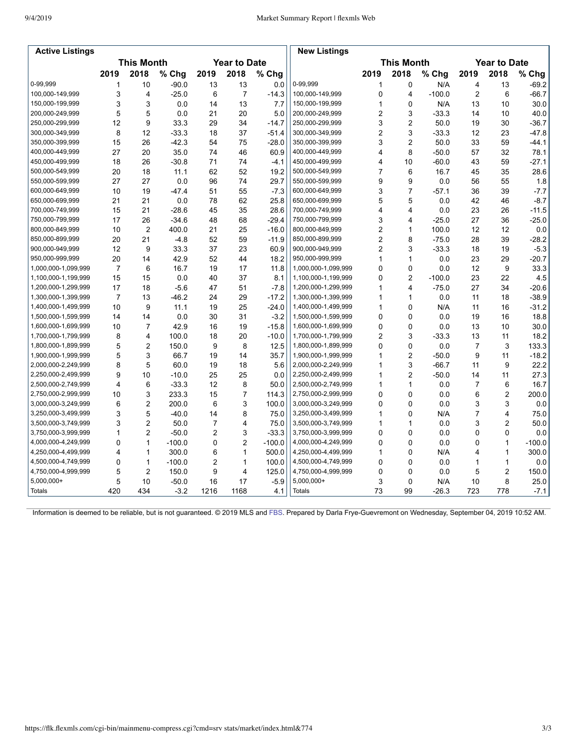| Active Listings | | | | | | |
|---|---|---|---|---|---|---|
| | This Month | | | Year to Date | | |
| | 2019 | 2018 | % Chg | 2019 | 2018 | % Chg |
| 0-99,999 | 1 | 10 | -90.0 | 13 | 13 | 0.0 |
| 100,000-149,999 | 3 | 4 | -25.0 | 6 | 7 | -14.3 |
| 150,000-199,999 | 3 | 3 | 0.0 | 14 | 13 | 7.7 |
| 200,000-249,999 | 5 | 5 | 0.0 | 21 | 20 | 5.0 |
| 250,000-299,999 | 12 | 9 | 33.3 | 29 | 34 | -14.7 |
| 300,000-349,999 | 8 | 12 | -33.3 | 18 | 37 | -51.4 |
| 350,000-399,999 | 15 | 26 | -42.3 | 54 | 75 | -28.0 |
| 400,000-449,999 | 27 | 20 | 35.0 | 74 | 46 | 60.9 |
| 450,000-499,999 | 18 | 26 | -30.8 | 71 | 74 | -4.1 |
| 500,000-549,999 | 20 | 18 | 11.1 | 62 | 52 | 19.2 |
| 550,000-599,999 | 27 | 27 | 0.0 | 96 | 74 | 29.7 |
| 600,000-649,999 | 10 | 19 | -47.4 | 51 | 55 | -7.3 |
| 650,000-699,999 | 21 | 21 | 0.0 | 78 | 62 | 25.8 |
| 700,000-749,999 | 15 | 21 | -28.6 | 45 | 35 | 28.6 |
| 750,000-799,999 | 17 | 26 | -34.6 | 48 | 68 | -29.4 |
| 800,000-849,999 | 10 | 2 | 400.0 | 21 | 25 | -16.0 |
| 850,000-899,999 | 20 | 21 | -4.8 | 52 | 59 | -11.9 |
| 900,000-949,999 | 12 | 9 | 33.3 | 37 | 23 | 60.9 |
| 950,000-999,999 | 20 | 14 | 42.9 | 52 | 44 | 18.2 |
| 1,000,000-1,099,999 | 7 | 6 | 16.7 | 19 | 17 | 11.8 |
| 1,100,000-1,199,999 | 15 | 15 | 0.0 | 40 | 37 | 8.1 |
| 1,200,000-1,299,999 | 17 | 18 | -5.6 | 47 | 51 | -7.8 |
| 1,300,000-1,399,999 | 7 | 13 | -46.2 | 24 | 29 | -17.2 |
| 1,400,000-1,499,999 | 10 | 9 | 11.1 | 19 | 25 | -24.0 |
| 1,500,000-1,599,999 | 14 | 14 | 0.0 | 30 | 31 | -3.2 |
| 1,600,000-1,699,999 | 10 | 7 | 42.9 | 16 | 19 | -15.8 |
| 1,700,000-1,799,999 | 8 | 4 | 100.0 | 18 | 20 | -10.0 |
| 1,800,000-1,899,999 | 5 | 2 | 150.0 | 9 | 8 | 12.5 |
| 1,900,000-1,999,999 | 5 | 3 | 66.7 | 19 | 14 | 35.7 |
| 2,000,000-2,249,999 | 8 | 5 | 60.0 | 19 | 18 | 5.6 |
| 2,250,000-2,499,999 | 9 | 10 | -10.0 | 25 | 25 | 0.0 |
| 2,500,000-2,749,999 | 4 | 6 | -33.3 | 12 | 8 | 50.0 |
| 2,750,000-2,999,999 | 10 | 3 | 233.3 | 15 | 7 | 114.3 |
| 3,000,000-3,249,999 | 6 | 2 | 200.0 | 6 | 3 | 100.0 |
| 3,250,000-3,499,999 | 3 | 5 | -40.0 | 14 | 8 | 75.0 |
| 3,500,000-3,749,999 | 3 | 2 | 50.0 | 7 | 4 | 75.0 |
| 3,750,000-3,999,999 | 1 | 2 | -50.0 | 2 | 3 | -33.3 |
| 4,000,000-4,249,999 | 0 | 1 | -100.0 | 0 | 2 | -100.0 |
| 4,250,000-4,499,999 | 4 | 1 | 300.0 | 6 | 1 | 500.0 |
| 4,500,000-4,749,999 | 0 | 1 | -100.0 | 2 | 1 | 100.0 |
| 4,750,000-4,999,999 | 5 | 2 | 150.0 | 9 | 4 | 125.0 |
| 5,000,000+ | 5 | 10 | -50.0 | 16 | 17 | -5.9 |
| Totals | 420 | 434 | -3.2 | 1216 | 1168 | 4.1 |

| New Listings | | | | | | |
|---|---|---|---|---|---|---|
| | This Month | | | Year to Date | | |
| | 2019 | 2018 | % Chg | 2019 | 2018 | % Chg |
| 0-99,999 | 1 | 0 | N/A | 4 | 13 | -69.2 |
| 100,000-149,999 | 0 | 4 | -100.0 | 2 | 6 | -66.7 |
| 150,000-199,999 | 1 | 0 | N/A | 13 | 10 | 30.0 |
| 200,000-249,999 | 2 | 3 | -33.3 | 14 | 10 | 40.0 |
| 250,000-299,999 | 3 | 2 | 50.0 | 19 | 30 | -36.7 |
| 300,000-349,999 | 2 | 3 | -33.3 | 12 | 23 | -47.8 |
| 350,000-399,999 | 3 | 2 | 50.0 | 33 | 59 | -44.1 |
| 400,000-449,999 | 4 | 8 | -50.0 | 57 | 32 | 78.1 |
| 450,000-499,999 | 4 | 10 | -60.0 | 43 | 59 | -27.1 |
| 500,000-549,999 | 7 | 6 | 16.7 | 45 | 35 | 28.6 |
| 550,000-599,999 | 9 | 9 | 0.0 | 56 | 55 | 1.8 |
| 600,000-649,999 | 3 | 7 | -57.1 | 36 | 39 | -7.7 |
| 650,000-699,999 | 5 | 5 | 0.0 | 42 | 46 | -8.7 |
| 700,000-749,999 | 4 | 4 | 0.0 | 23 | 26 | -11.5 |
| 750,000-799,999 | 3 | 4 | -25.0 | 27 | 36 | -25.0 |
| 800,000-849,999 | 2 | 1 | 100.0 | 12 | 12 | 0.0 |
| 850,000-899,999 | 2 | 8 | -75.0 | 28 | 39 | -28.2 |
| 900,000-949,999 | 2 | 3 | -33.3 | 18 | 19 | -5.3 |
| 950,000-999,999 | 1 | 1 | 0.0 | 23 | 29 | -20.7 |
| 1,000,000-1,099,999 | 0 | 0 | 0.0 | 12 | 9 | 33.3 |
| 1,100,000-1,199,999 | 0 | 2 | -100.0 | 23 | 22 | 4.5 |
| 1,200,000-1,299,999 | 1 | 4 | -75.0 | 27 | 34 | -20.6 |
| 1,300,000-1,399,999 | 1 | 1 | 0.0 | 11 | 18 | -38.9 |
| 1,400,000-1,499,999 | 1 | 0 | N/A | 11 | 16 | -31.2 |
| 1,500,000-1,599,999 | 0 | 0 | 0.0 | 19 | 16 | 18.8 |
| 1,600,000-1,699,999 | 0 | 0 | 0.0 | 13 | 10 | 30.0 |
| 1,700,000-1,799,999 | 2 | 3 | -33.3 | 13 | 11 | 18.2 |
| 1,800,000-1,899,999 | 0 | 0 | 0.0 | 7 | 3 | 133.3 |
| 1,900,000-1,999,999 | 1 | 2 | -50.0 | 9 | 11 | -18.2 |
| 2,000,000-2,249,999 | 1 | 3 | -66.7 | 11 | 9 | 22.2 |
| 2,250,000-2,499,999 | 1 | 2 | -50.0 | 14 | 11 | 27.3 |
| 2,500,000-2,749,999 | 1 | 1 | 0.0 | 7 | 6 | 16.7 |
| 2,750,000-2,999,999 | 0 | 0 | 0.0 | 6 | 2 | 200.0 |
| 3,000,000-3,249,999 | 0 | 0 | 0.0 | 3 | 3 | 0.0 |
| 3,250,000-3,499,999 | 1 | 0 | N/A | 7 | 4 | 75.0 |
| 3,500,000-3,749,999 | 1 | 1 | 0.0 | 3 | 2 | 50.0 |
| 3,750,000-3,999,999 | 0 | 0 | 0.0 | 0 | 0 | 0.0 |
| 4,000,000-4,249,999 | 0 | 0 | 0.0 | 0 | 1 | -100.0 |
| 4,250,000-4,499,999 | 1 | 0 | N/A | 4 | 1 | 300.0 |
| 4,500,000-4,749,999 | 0 | 0 | 0.0 | 1 | 1 | 0.0 |
| 4,750,000-4,999,999 | 0 | 0 | 0.0 | 5 | 2 | 150.0 |
| 5,000,000+ | 3 | 0 | N/A | 10 | 8 | 25.0 |
| Totals | 73 | 99 | -26.3 | 723 | 778 | -7.1 |

Information is deemed to be reliable, but is not guaranteed. © 2019 MLS and FBS. Prepared by Darla Frye-Guevremont on Wednesday, September 04, 2019 10:52 AM.